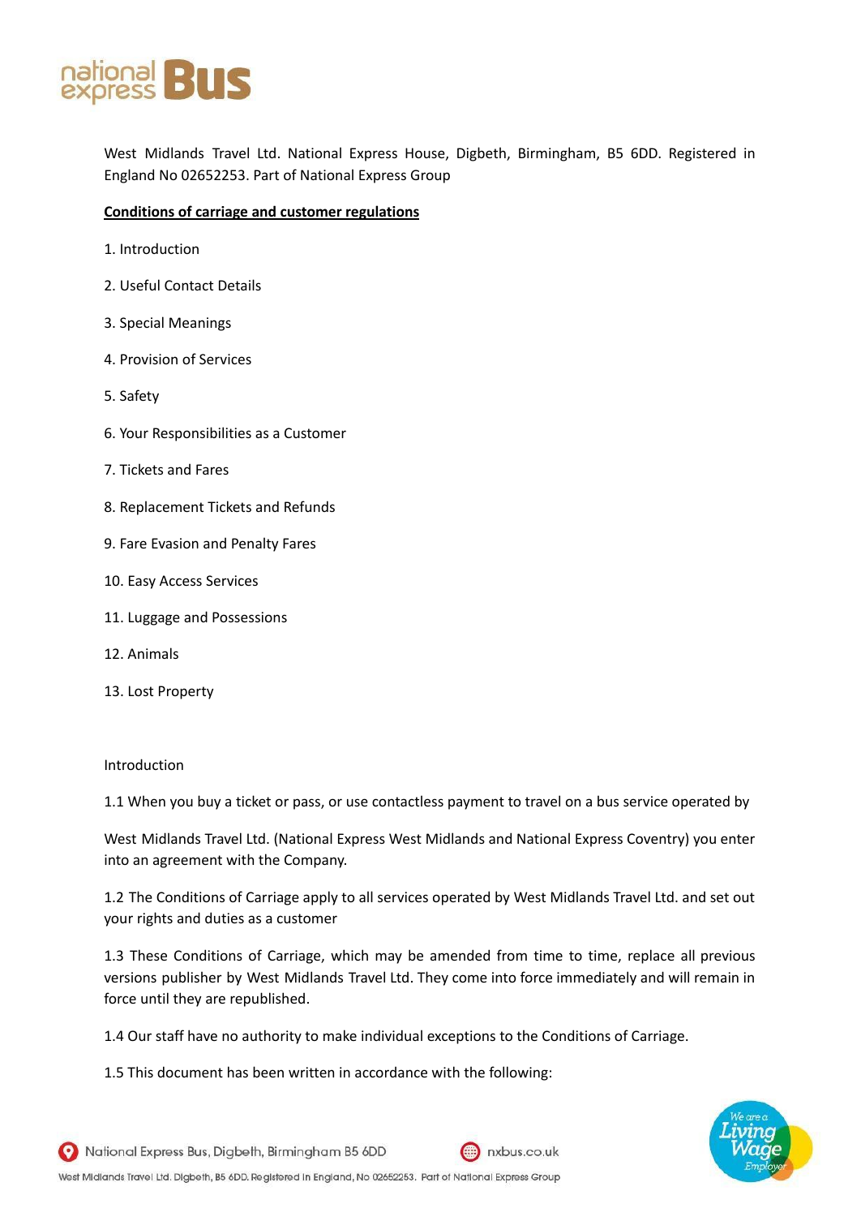West Midlands Travel Ltd. National Express House, Digbeth, Birmingham, B5 6DD. Registered in England No 02652253. Part of National Express Group

## Conditions of carriage and customer regulations

1. Introduction
2. Useful Contact Details
3. Special Meanings
4. Provision of Services
5. Safety
6. Your Responsibilities as a Customer
7. Tickets and Fares
8. Replacement Tickets and Refunds
9. Fare Evasion and Penalty Fares
10. Easy Access Services
11. Luggage and Possessions
12. Animals
13. Lost Property

### Introduction

1.1 When you buy a ticket or pass, or use contactless payment to travel on a bus service operated by

West Midlands Travel Ltd. (National Express West Midlands and National Express Coventry) you enter into an agreement with the Company.

1.2 The Conditions of Carriage apply to all services operated by West Midlands Travel Ltd. and set out your rights and duties as a customer

1.3 These Conditions of Carriage, which may be amended from time to time, replace all previous versions publisher by West Midlands Travel Ltd. They come into force immediately and will remain in force until they are republished.

1.4 Our staff have no authority to make individual exceptions to the Conditions of Carriage.

1.5 This document has been written in accordance with the following: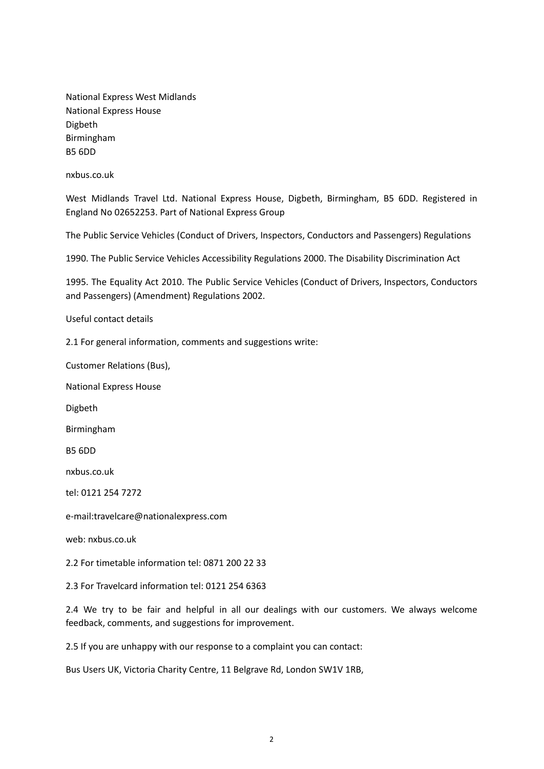National Express West Midlands  
National Express House  
Digbeth  
Birmingham  
B5 6DD

nxbus.co.uk

West Midlands Travel Ltd. National Express House, Digbeth, Birmingham, B5 6DD. Registered in England No 02652253. Part of National Express Group

The Public Service Vehicles (Conduct of Drivers, Inspectors, Conductors and Passengers) Regulations

1990. The Public Service Vehicles Accessibility Regulations 2000. The Disability Discrimination Act

1995. The Equality Act 2010. The Public Service Vehicles (Conduct of Drivers, Inspectors, Conductors and Passengers) (Amendment) Regulations 2002.

Useful contact details

2.1 For general information, comments and suggestions write:

Customer Relations (Bus),

National Express House

Digbeth

Birmingham

B5 6DD

nxbus.co.uk

tel: 0121 254 7272

e-mail:travelcare@nationalexpress.com

web: nxbus.co.uk

2.2 For timetable information tel: 0871 200 22 33

2.3 For Travelcard information tel: 0121 254 6363

2.4 We try to be fair and helpful in all our dealings with our customers. We always welcome feedback, comments, and suggestions for improvement.

2.5 If you are unhappy with our response to a complaint you can contact:

Bus Users UK, Victoria Charity Centre, 11 Belgrave Rd, London SW1V 1RB,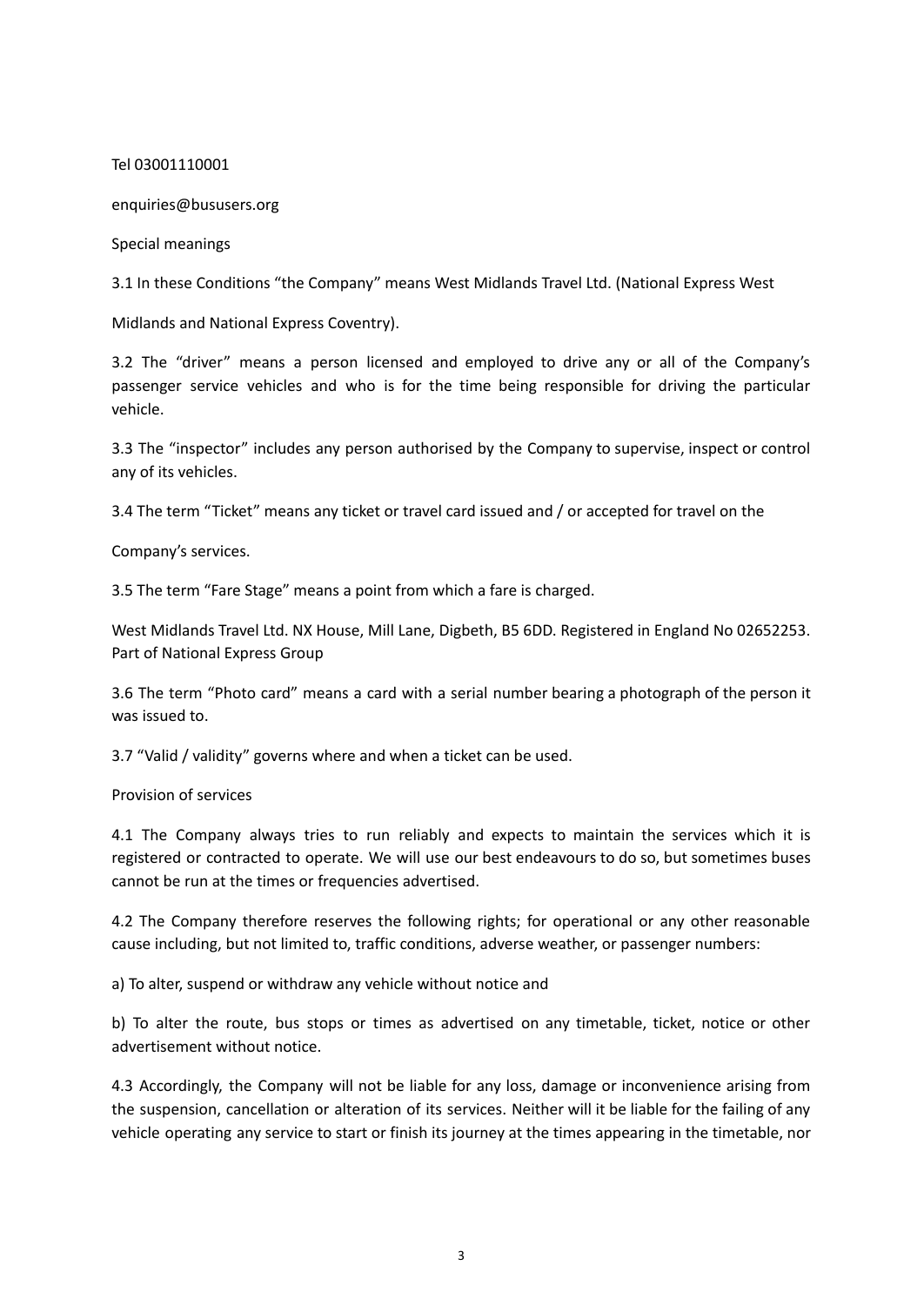Tel 03001110001

enquiries@bususers.org

## Special meanings

3.1 In these Conditions "the Company" means West Midlands Travel Ltd. (National Express West Midlands and National Express Coventry).

3.2 The "driver" means a person licensed and employed to drive any or all of the Company's passenger service vehicles and who is for the time being responsible for driving the particular vehicle.

3.3 The "inspector" includes any person authorised by the Company to supervise, inspect or control any of its vehicles.

3.4 The term "Ticket" means any ticket or travel card issued and / or accepted for travel on the Company's services.

3.5 The term "Fare Stage" means a point from which a fare is charged.

West Midlands Travel Ltd. NX House, Mill Lane, Digbeth, B5 6DD. Registered in England No 02652253. Part of National Express Group

3.6 The term "Photo card" means a card with a serial number bearing a photograph of the person it was issued to.

3.7 "Valid / validity" governs where and when a ticket can be used.

## Provision of services

4.1 The Company always tries to run reliably and expects to maintain the services which it is registered or contracted to operate. We will use our best endeavours to do so, but sometimes buses cannot be run at the times or frequencies advertised.

4.2 The Company therefore reserves the following rights; for operational or any other reasonable cause including, but not limited to, traffic conditions, adverse weather, or passenger numbers:

a) To alter, suspend or withdraw any vehicle without notice and

b) To alter the route, bus stops or times as advertised on any timetable, ticket, notice or other advertisement without notice.

4.3 Accordingly, the Company will not be liable for any loss, damage or inconvenience arising from the suspension, cancellation or alteration of its services. Neither will it be liable for the failing of any vehicle operating any service to start or finish its journey at the times appearing in the timetable, nor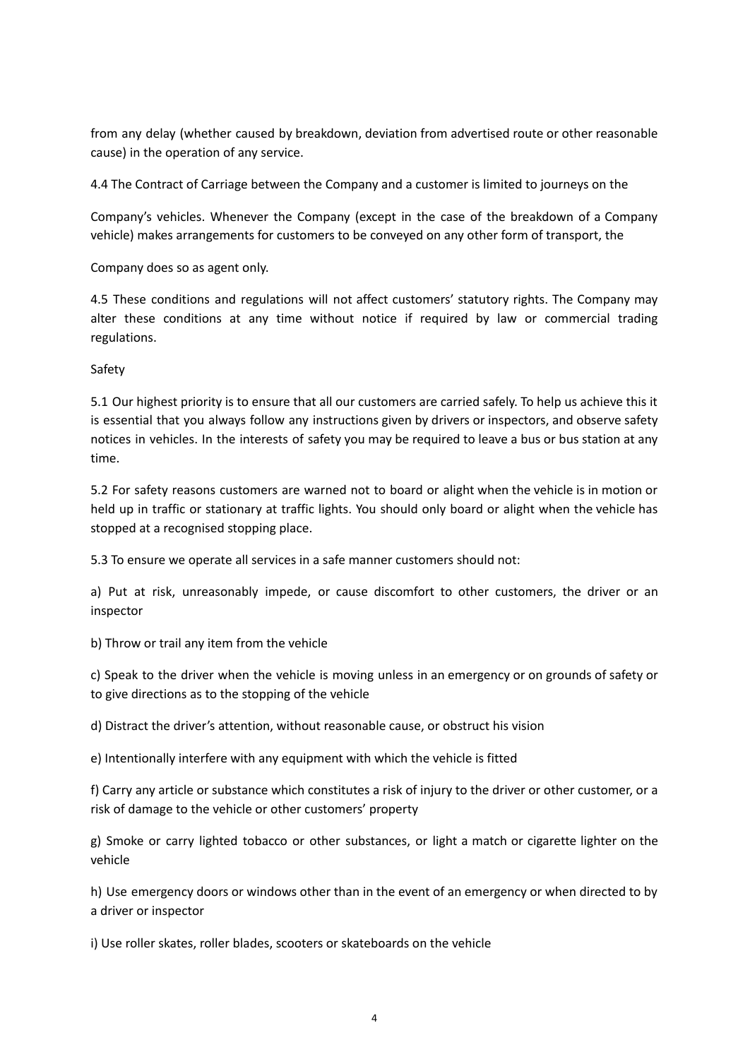from any delay (whether caused by breakdown, deviation from advertised route or other reasonable cause) in the operation of any service.

4.4 The Contract of Carriage between the Company and a customer is limited to journeys on the

Company's vehicles. Whenever the Company (except in the case of the breakdown of a Company vehicle) makes arrangements for customers to be conveyed on any other form of transport, the

Company does so as agent only.

4.5 These conditions and regulations will not affect customers' statutory rights. The Company may alter these conditions at any time without notice if required by law or commercial trading regulations.

## Safety

5.1 Our highest priority is to ensure that all our customers are carried safely. To help us achieve this it is essential that you always follow any instructions given by drivers or inspectors, and observe safety notices in vehicles. In the interests of safety you may be required to leave a bus or bus station at any time.

5.2 For safety reasons customers are warned not to board or alight when the vehicle is in motion or held up in traffic or stationary at traffic lights. You should only board or alight when the vehicle has stopped at a recognised stopping place.

5.3 To ensure we operate all services in a safe manner customers should not:

a) Put at risk, unreasonably impede, or cause discomfort to other customers, the driver or an inspector

b) Throw or trail any item from the vehicle

c) Speak to the driver when the vehicle is moving unless in an emergency or on grounds of safety or to give directions as to the stopping of the vehicle

d) Distract the driver's attention, without reasonable cause, or obstruct his vision

e) Intentionally interfere with any equipment with which the vehicle is fitted

f) Carry any article or substance which constitutes a risk of injury to the driver or other customer, or a risk of damage to the vehicle or other customers' property

g) Smoke or carry lighted tobacco or other substances, or light a match or cigarette lighter on the vehicle

h) Use emergency doors or windows other than in the event of an emergency or when directed to by a driver or inspector

i) Use roller skates, roller blades, scooters or skateboards on the vehicle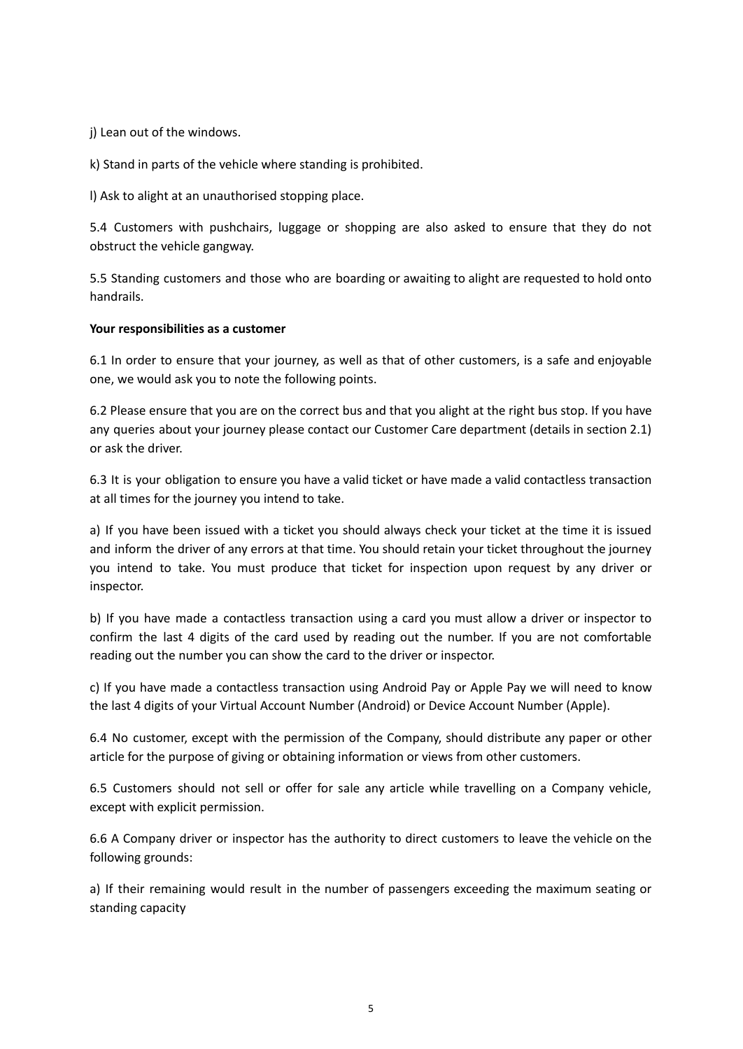j) Lean out of the windows.

k) Stand in parts of the vehicle where standing is prohibited.

l) Ask to alight at an unauthorised stopping place.

5.4 Customers with pushchairs, luggage or shopping are also asked to ensure that they do not obstruct the vehicle gangway.

5.5 Standing customers and those who are boarding or awaiting to alight are requested to hold onto handrails.

**Your responsibilities as a customer**

6.1 In order to ensure that your journey, as well as that of other customers, is a safe and enjoyable one, we would ask you to note the following points.

6.2 Please ensure that you are on the correct bus and that you alight at the right bus stop. If you have any queries about your journey please contact our Customer Care department (details in section 2.1) or ask the driver.

6.3 It is your obligation to ensure you have a valid ticket or have made a valid contactless transaction at all times for the journey you intend to take.

a) If you have been issued with a ticket you should always check your ticket at the time it is issued and inform the driver of any errors at that time. You should retain your ticket throughout the journey you intend to take. You must produce that ticket for inspection upon request by any driver or inspector.

b) If you have made a contactless transaction using a card you must allow a driver or inspector to confirm the last 4 digits of the card used by reading out the number. If you are not comfortable reading out the number you can show the card to the driver or inspector.

c) If you have made a contactless transaction using Android Pay or Apple Pay we will need to know the last 4 digits of your Virtual Account Number (Android) or Device Account Number (Apple).

6.4 No customer, except with the permission of the Company, should distribute any paper or other article for the purpose of giving or obtaining information or views from other customers.

6.5 Customers should not sell or offer for sale any article while travelling on a Company vehicle, except with explicit permission.

6.6 A Company driver or inspector has the authority to direct customers to leave the vehicle on the following grounds:

a) If their remaining would result in the number of passengers exceeding the maximum seating or standing capacity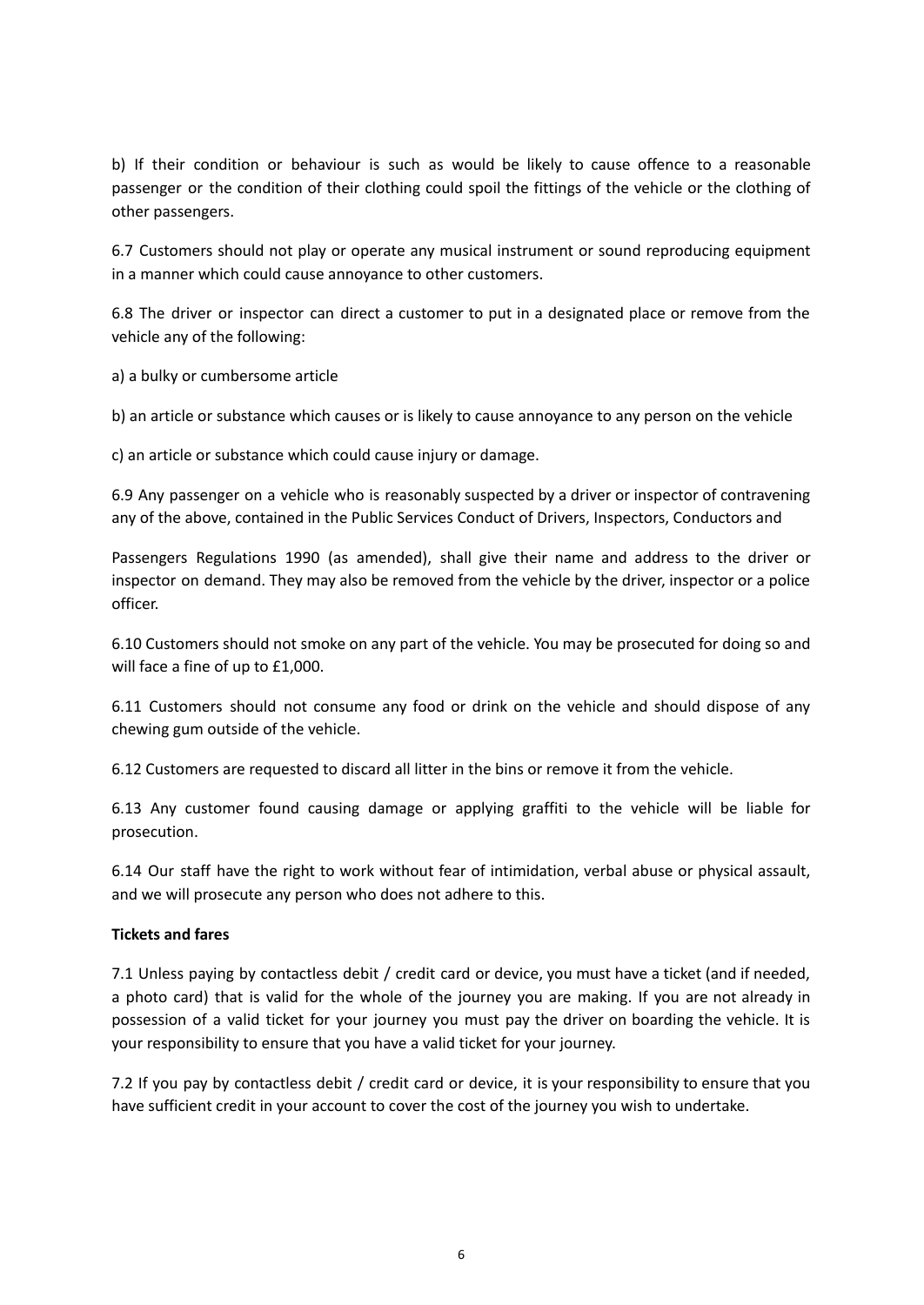b) If their condition or behaviour is such as would be likely to cause offence to a reasonable passenger or the condition of their clothing could spoil the fittings of the vehicle or the clothing of other passengers.

6.7 Customers should not play or operate any musical instrument or sound reproducing equipment in a manner which could cause annoyance to other customers.

6.8 The driver or inspector can direct a customer to put in a designated place or remove from the vehicle any of the following:

a) a bulky or cumbersome article

b) an article or substance which causes or is likely to cause annoyance to any person on the vehicle

c) an article or substance which could cause injury or damage.

6.9 Any passenger on a vehicle who is reasonably suspected by a driver or inspector of contravening any of the above, contained in the Public Services Conduct of Drivers, Inspectors, Conductors and Passengers Regulations 1990 (as amended), shall give their name and address to the driver or inspector on demand. They may also be removed from the vehicle by the driver, inspector or a police officer.

6.10 Customers should not smoke on any part of the vehicle. You may be prosecuted for doing so and will face a fine of up to £1,000.

6.11 Customers should not consume any food or drink on the vehicle and should dispose of any chewing gum outside of the vehicle.

6.12 Customers are requested to discard all litter in the bins or remove it from the vehicle.

6.13 Any customer found causing damage or applying graffiti to the vehicle will be liable for prosecution.

6.14 Our staff have the right to work without fear of intimidation, verbal abuse or physical assault, and we will prosecute any person who does not adhere to this.

**Tickets and fares**

7.1 Unless paying by contactless debit / credit card or device, you must have a ticket (and if needed, a photo card) that is valid for the whole of the journey you are making. If you are not already in possession of a valid ticket for your journey you must pay the driver on boarding the vehicle. It is your responsibility to ensure that you have a valid ticket for your journey.

7.2 If you pay by contactless debit / credit card or device, it is your responsibility to ensure that you have sufficient credit in your account to cover the cost of the journey you wish to undertake.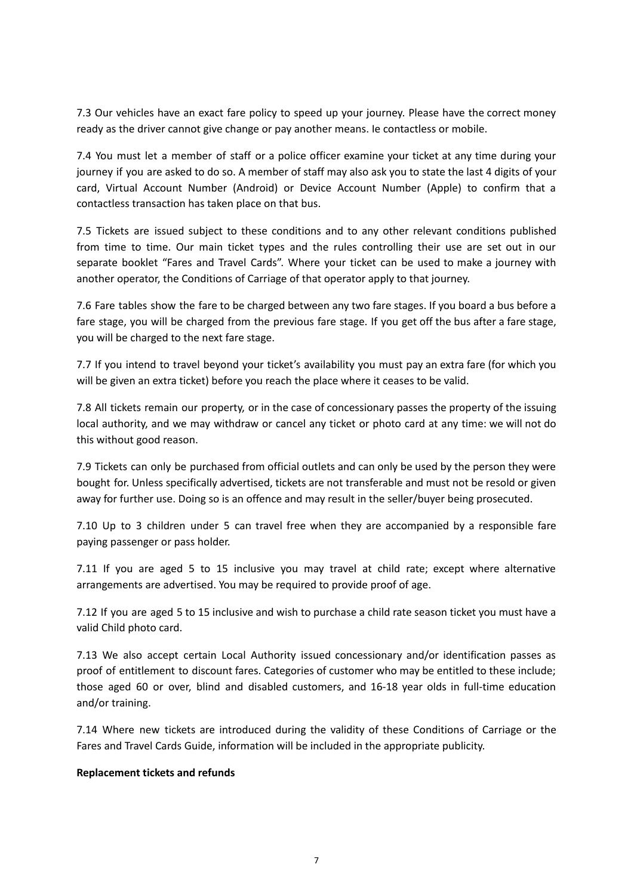7.3 Our vehicles have an exact fare policy to speed up your journey. Please have the correct money ready as the driver cannot give change or pay another means. Ie contactless or mobile.

7.4 You must let a member of staff or a police officer examine your ticket at any time during your journey if you are asked to do so. A member of staff may also ask you to state the last 4 digits of your card, Virtual Account Number (Android) or Device Account Number (Apple) to confirm that a contactless transaction has taken place on that bus.

7.5 Tickets are issued subject to these conditions and to any other relevant conditions published from time to time. Our main ticket types and the rules controlling their use are set out in our separate booklet "Fares and Travel Cards". Where your ticket can be used to make a journey with another operator, the Conditions of Carriage of that operator apply to that journey.

7.6 Fare tables show the fare to be charged between any two fare stages. If you board a bus before a fare stage, you will be charged from the previous fare stage. If you get off the bus after a fare stage, you will be charged to the next fare stage.

7.7 If you intend to travel beyond your ticket's availability you must pay an extra fare (for which you will be given an extra ticket) before you reach the place where it ceases to be valid.

7.8 All tickets remain our property, or in the case of concessionary passes the property of the issuing local authority, and we may withdraw or cancel any ticket or photo card at any time: we will not do this without good reason.

7.9 Tickets can only be purchased from official outlets and can only be used by the person they were bought for. Unless specifically advertised, tickets are not transferable and must not be resold or given away for further use. Doing so is an offence and may result in the seller/buyer being prosecuted.

7.10 Up to 3 children under 5 can travel free when they are accompanied by a responsible fare paying passenger or pass holder.

7.11 If you are aged 5 to 15 inclusive you may travel at child rate; except where alternative arrangements are advertised. You may be required to provide proof of age.

7.12 If you are aged 5 to 15 inclusive and wish to purchase a child rate season ticket you must have a valid Child photo card.

7.13 We also accept certain Local Authority issued concessionary and/or identification passes as proof of entitlement to discount fares. Categories of customer who may be entitled to these include; those aged 60 or over, blind and disabled customers, and 16-18 year olds in full-time education and/or training.

7.14 Where new tickets are introduced during the validity of these Conditions of Carriage or the Fares and Travel Cards Guide, information will be included in the appropriate publicity.

**Replacement tickets and refunds**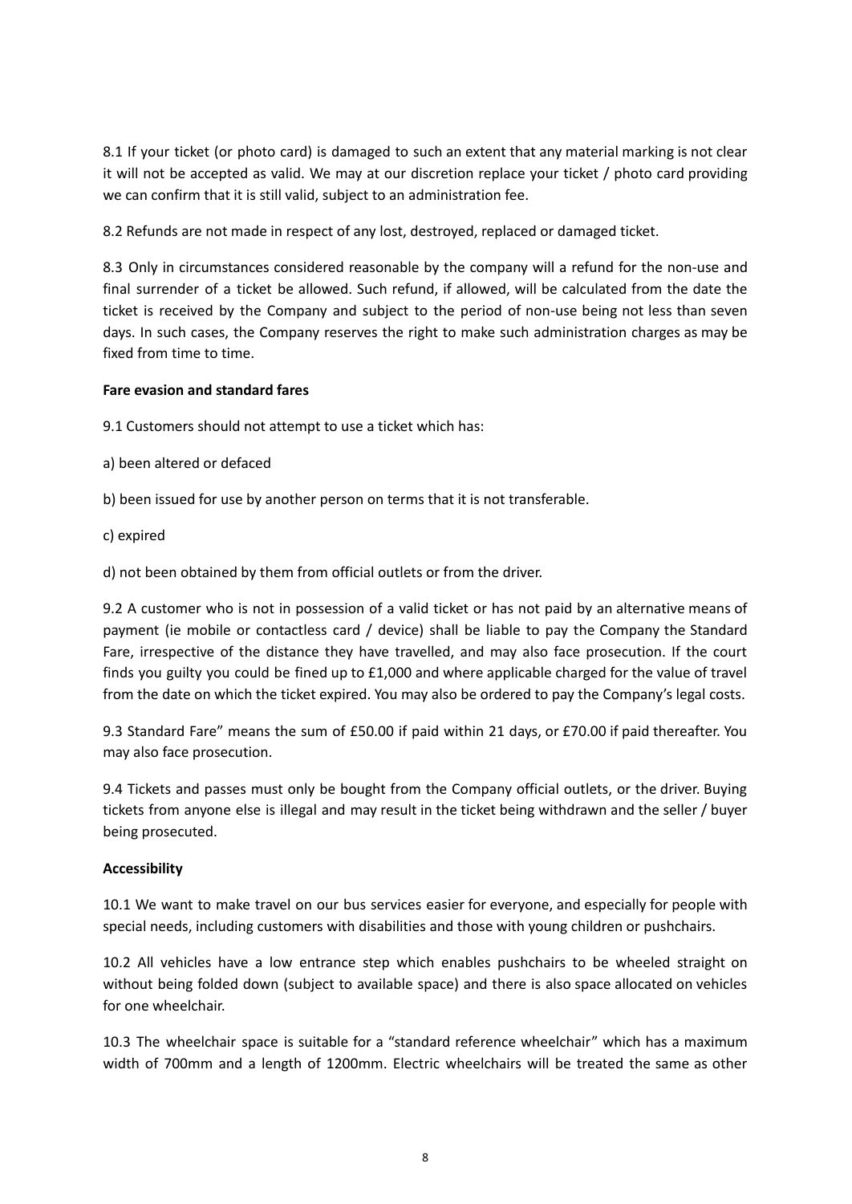8.1 If your ticket (or photo card) is damaged to such an extent that any material marking is not clear it will not be accepted as valid. We may at our discretion replace your ticket / photo card providing we can confirm that it is still valid, subject to an administration fee.

8.2 Refunds are not made in respect of any lost, destroyed, replaced or damaged ticket.

8.3 Only in circumstances considered reasonable by the company will a refund for the non-use and final surrender of a ticket be allowed. Such refund, if allowed, will be calculated from the date the ticket is received by the Company and subject to the period of non-use being not less than seven days. In such cases, the Company reserves the right to make such administration charges as may be fixed from time to time.

**Fare evasion and standard fares**

9.1 Customers should not attempt to use a ticket which has:

a) been altered or defaced

b) been issued for use by another person on terms that it is not transferable.

c) expired

d) not been obtained by them from official outlets or from the driver.

9.2 A customer who is not in possession of a valid ticket or has not paid by an alternative means of payment (ie mobile or contactless card / device) shall be liable to pay the Company the Standard Fare, irrespective of the distance they have travelled, and may also face prosecution. If the court finds you guilty you could be fined up to £1,000 and where applicable charged for the value of travel from the date on which the ticket expired. You may also be ordered to pay the Company's legal costs.

9.3 Standard Fare" means the sum of £50.00 if paid within 21 days, or £70.00 if paid thereafter. You may also face prosecution.

9.4 Tickets and passes must only be bought from the Company official outlets, or the driver. Buying tickets from anyone else is illegal and may result in the ticket being withdrawn and the seller / buyer being prosecuted.

**Accessibility**

10.1 We want to make travel on our bus services easier for everyone, and especially for people with special needs, including customers with disabilities and those with young children or pushchairs.

10.2 All vehicles have a low entrance step which enables pushchairs to be wheeled straight on without being folded down (subject to available space) and there is also space allocated on vehicles for one wheelchair.

10.3 The wheelchair space is suitable for a "standard reference wheelchair" which has a maximum width of 700mm and a length of 1200mm. Electric wheelchairs will be treated the same as other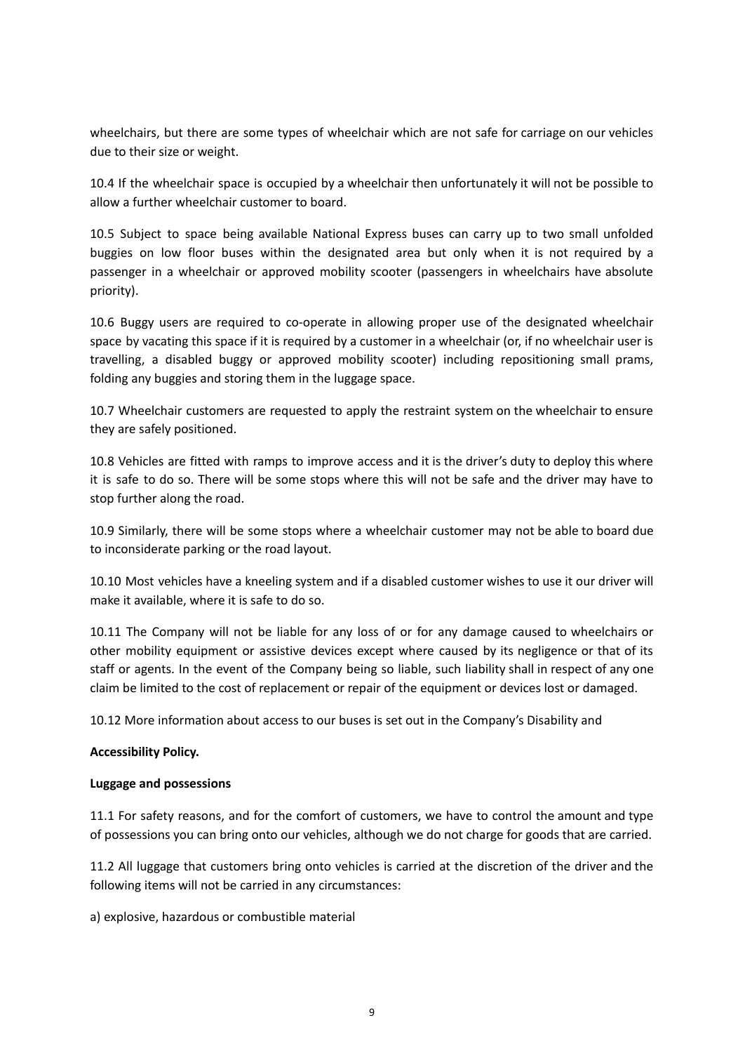wheelchairs, but there are some types of wheelchair which are not safe for carriage on our vehicles due to their size or weight.

10.4 If the wheelchair space is occupied by a wheelchair then unfortunately it will not be possible to allow a further wheelchair customer to board.

10.5 Subject to space being available National Express buses can carry up to two small unfolded buggies on low floor buses within the designated area but only when it is not required by a passenger in a wheelchair or approved mobility scooter (passengers in wheelchairs have absolute priority).

10.6 Buggy users are required to co-operate in allowing proper use of the designated wheelchair space by vacating this space if it is required by a customer in a wheelchair (or, if no wheelchair user is travelling, a disabled buggy or approved mobility scooter) including repositioning small prams, folding any buggies and storing them in the luggage space.

10.7 Wheelchair customers are requested to apply the restraint system on the wheelchair to ensure they are safely positioned.

10.8 Vehicles are fitted with ramps to improve access and it is the driver's duty to deploy this where it is safe to do so. There will be some stops where this will not be safe and the driver may have to stop further along the road.

10.9 Similarly, there will be some stops where a wheelchair customer may not be able to board due to inconsiderate parking or the road layout.

10.10 Most vehicles have a kneeling system and if a disabled customer wishes to use it our driver will make it available, where it is safe to do so.

10.11 The Company will not be liable for any loss of or for any damage caused to wheelchairs or other mobility equipment or assistive devices except where caused by its negligence or that of its staff or agents. In the event of the Company being so liable, such liability shall in respect of any one claim be limited to the cost of replacement or repair of the equipment or devices lost or damaged.

10.12 More information about access to our buses is set out in the Company's Disability and

**Accessibility Policy.**

**Luggage and possessions**

11.1 For safety reasons, and for the comfort of customers, we have to control the amount and type of possessions you can bring onto our vehicles, although we do not charge for goods that are carried.

11.2 All luggage that customers bring onto vehicles is carried at the discretion of the driver and the following items will not be carried in any circumstances:

a) explosive, hazardous or combustible material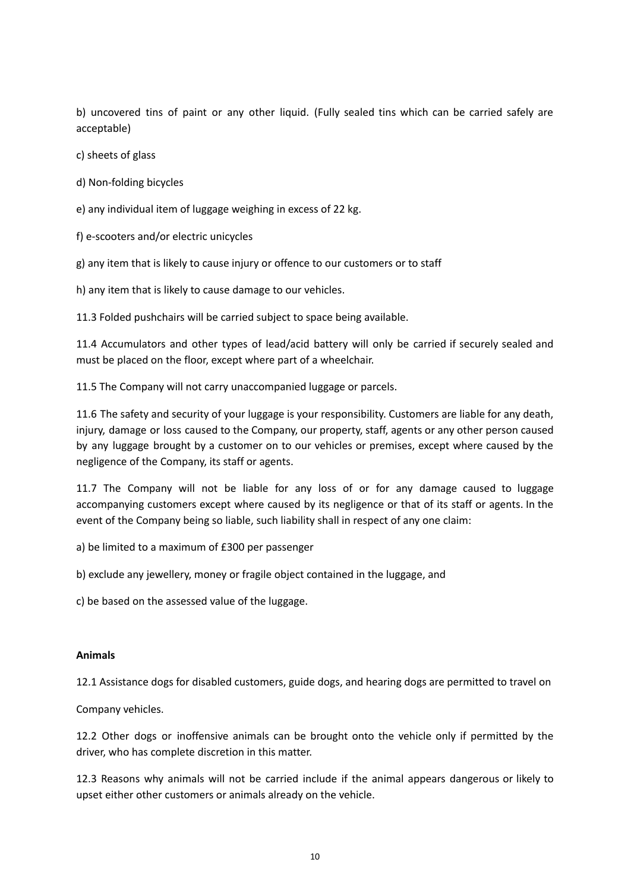b) uncovered tins of paint or any other liquid. (Fully sealed tins which can be carried safely are acceptable)

c) sheets of glass

d) Non-folding bicycles

e) any individual item of luggage weighing in excess of 22 kg.

f) e-scooters and/or electric unicycles

g) any item that is likely to cause injury or offence to our customers or to staff

h) any item that is likely to cause damage to our vehicles.

11.3 Folded pushchairs will be carried subject to space being available.

11.4 Accumulators and other types of lead/acid battery will only be carried if securely sealed and must be placed on the floor, except where part of a wheelchair.

11.5 The Company will not carry unaccompanied luggage or parcels.

11.6 The safety and security of your luggage is your responsibility. Customers are liable for any death, injury, damage or loss caused to the Company, our property, staff, agents or any other person caused by any luggage brought by a customer on to our vehicles or premises, except where caused by the negligence of the Company, its staff or agents.

11.7 The Company will not be liable for any loss of or for any damage caused to luggage accompanying customers except where caused by its negligence or that of its staff or agents. In the event of the Company being so liable, such liability shall in respect of any one claim:

a) be limited to a maximum of £300 per passenger

b) exclude any jewellery, money or fragile object contained in the luggage, and

c) be based on the assessed value of the luggage.

**Animals**

12.1 Assistance dogs for disabled customers, guide dogs, and hearing dogs are permitted to travel on

Company vehicles.

12.2 Other dogs or inoffensive animals can be brought onto the vehicle only if permitted by the driver, who has complete discretion in this matter.

12.3 Reasons why animals will not be carried include if the animal appears dangerous or likely to upset either other customers or animals already on the vehicle.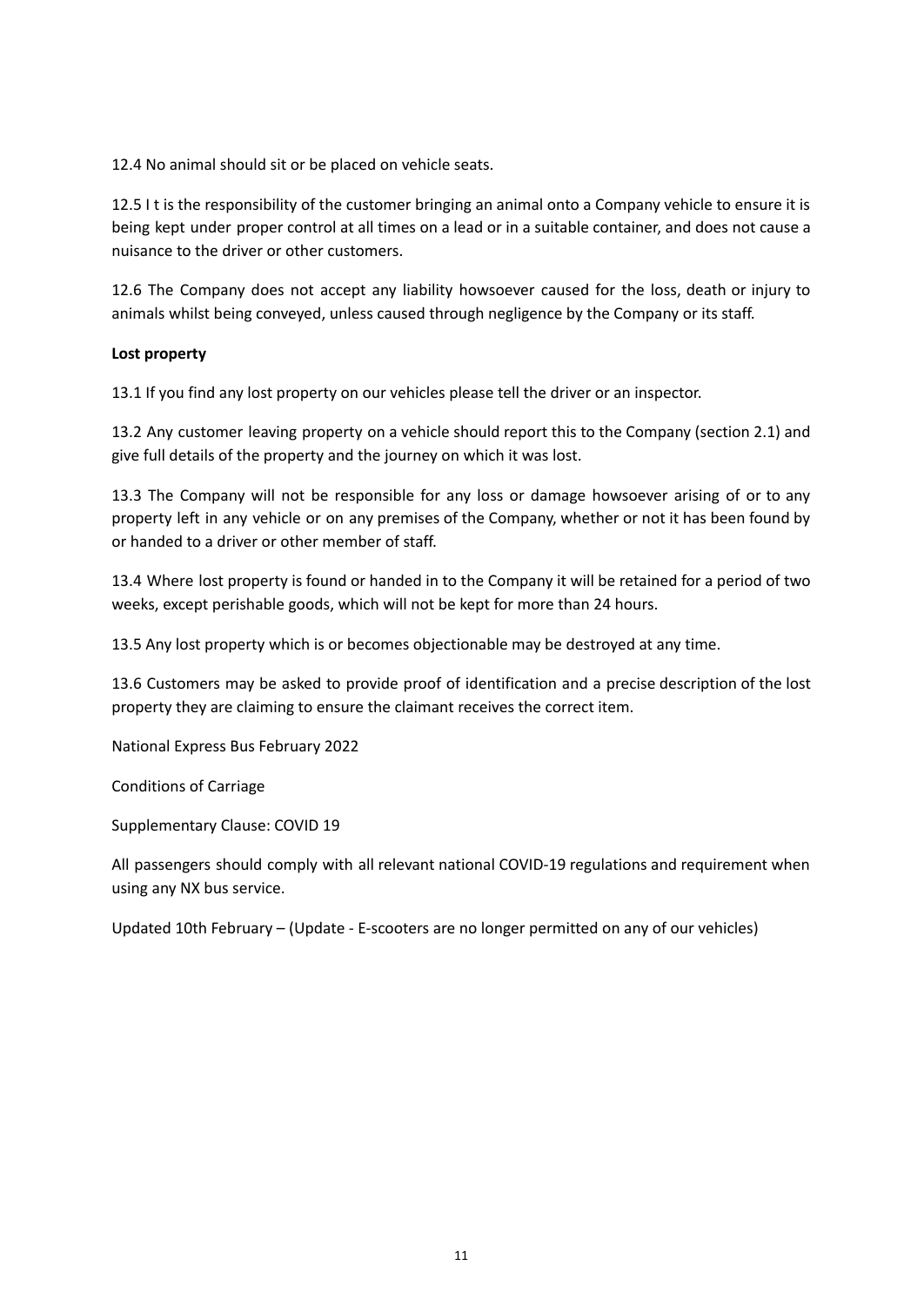12.4 No animal should sit or be placed on vehicle seats.

12.5 I t is the responsibility of the customer bringing an animal onto a Company vehicle to ensure it is being kept under proper control at all times on a lead or in a suitable container, and does not cause a nuisance to the driver or other customers.

12.6 The Company does not accept any liability howsoever caused for the loss, death or injury to animals whilst being conveyed, unless caused through negligence by the Company or its staff.

**Lost property**

13.1 If you find any lost property on our vehicles please tell the driver or an inspector.

13.2 Any customer leaving property on a vehicle should report this to the Company (section 2.1) and give full details of the property and the journey on which it was lost.

13.3 The Company will not be responsible for any loss or damage howsoever arising of or to any property left in any vehicle or on any premises of the Company, whether or not it has been found by or handed to a driver or other member of staff.

13.4 Where lost property is found or handed in to the Company it will be retained for a period of two weeks, except perishable goods, which will not be kept for more than 24 hours.

13.5 Any lost property which is or becomes objectionable may be destroyed at any time.

13.6 Customers may be asked to provide proof of identification and a precise description of the lost property they are claiming to ensure the claimant receives the correct item.

National Express Bus February 2022

Conditions of Carriage

Supplementary Clause: COVID 19

All passengers should comply with all relevant national COVID-19 regulations and requirement when using any NX bus service.

Updated 10th February – (Update - E-scooters are no longer permitted on any of our vehicles)